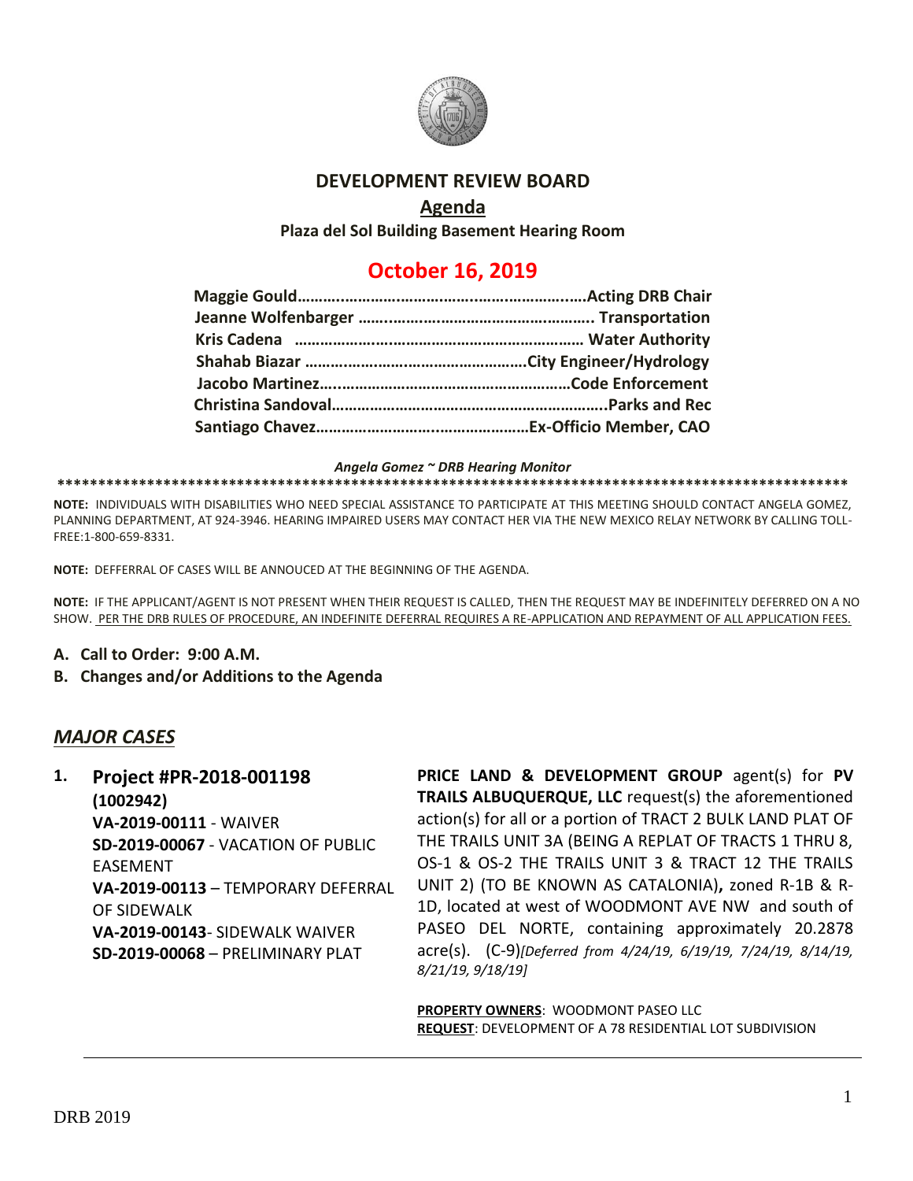# DEVELOPMENT REVIEW BOARD

## Agenda

**Plaza del Sol Building Basement Hearing Room**

## October 16, 2019

**Maggie Gould……………………………………………………………Acting DRB Chair**
**Jeanne Wolfenbarger ……………………………………………….. Transportation**
**Kris Cadena ………………………………………………………… Water Authority**
**Shahab Biazar ……………………………………………City Engineer/Hydrology**
**Jacobo Martinez……………………………………………………Code Enforcement**
**Christina Sandoval……………………………………………………..Parks and Rec**
**Santiago Chavez…………………………………………………Ex-Officio Member, CAO**

*Angela Gomez ~ DRB Hearing Monitor*

****************************************************************************************************

**NOTE:** INDIVIDUALS WITH DISABILITIES WHO NEED SPECIAL ASSISTANCE TO PARTICIPATE AT THIS MEETING SHOULD CONTACT ANGELA GOMEZ, PLANNING DEPARTMENT, AT 924-3946. HEARING IMPAIRED USERS MAY CONTACT HER VIA THE NEW MEXICO RELAY NETWORK BY CALLING TOLL-FREE:1-800-659-8331.

**NOTE:** DEFFERRAL OF CASES WILL BE ANNOUCED AT THE BEGINNING OF THE AGENDA.

**NOTE:** IF THE APPLICANT/AGENT IS NOT PRESENT WHEN THEIR REQUEST IS CALLED, THEN THE REQUEST MAY BE INDEFINITELY DEFERRED ON A NO SHOW. PER THE DRB RULES OF PROCEDURE, AN INDEFINITE DEFERRAL REQUIRES A RE-APPLICATION AND REPAYMENT OF ALL APPLICATION FEES.

**A. Call to Order: 9:00 A.M.**

**B. Changes and/or Additions to the Agenda**

## *MAJOR CASES*

**1. Project #PR-2018-001198**
**(1002942)**
**VA-2019-00111** - WAIVER
**SD-2019-00067** - VACATION OF PUBLIC EASEMENT
**VA-2019-00113** – TEMPORARY DEFERRAL OF SIDEWALK
**VA-2019-00143**- SIDEWALK WAIVER
**SD-2019-00068** – PRELIMINARY PLAT

**PRICE LAND & DEVELOPMENT GROUP** agent(s) for **PV TRAILS ALBUQUERQUE, LLC** request(s) the aforementioned action(s) for all or a portion of TRACT 2 BULK LAND PLAT OF THE TRAILS UNIT 3A (BEING A REPLAT OF TRACTS 1 THRU 8, OS-1 & OS-2 THE TRAILS UNIT 3 & TRACT 12 THE TRAILS UNIT 2) (TO BE KNOWN AS CATALONIA)**,** zoned R-1B & R-1D, located at west of WOODMONT AVE NW and south of PASEO DEL NORTE, containing approximately 20.2878 acre(s). (C-9)*[Deferred from 4/24/19, 6/19/19, 7/24/19, 8/14/19, 8/21/19, 9/18/19]*

**PROPERTY OWNERS**: WOODMONT PASEO LLC
**REQUEST**: DEVELOPMENT OF A 78 RESIDENTIAL LOT SUBDIVISION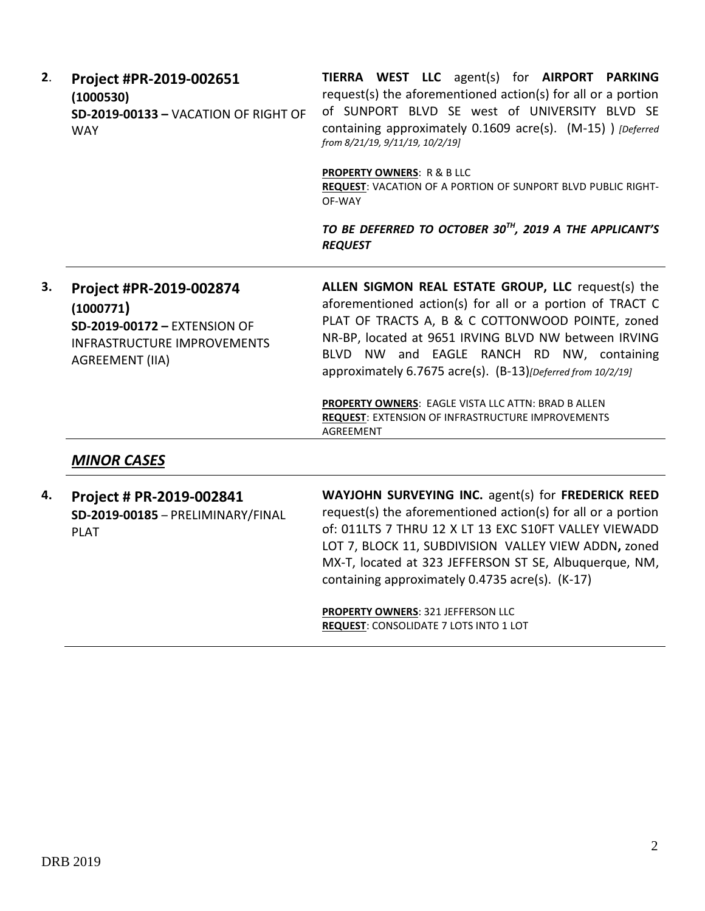| | | |
|---|---|---|
| **2**. | **Project #PR-2019-002651**<br>**(1000530)**<br>**SD-2019-00133 –** VACATION OF RIGHT OF WAY | **TIERRA WEST LLC** agent(s) for **AIRPORT PARKING** request(s) the aforementioned action(s) for all or a portion of SUNPORT BLVD SE west of UNIVERSITY BLVD SE containing approximately 0.1609 acre(s). (M-15) ) *[Deferred from 8/21/19, 9/11/19, 10/2/19]*<br><br>**PROPERTY OWNERS**: R & B LLC<br>**REQUEST**: VACATION OF A PORTION OF SUNPORT BLVD PUBLIC RIGHT-OF-WAY<br><br>***TO BE DEFERRED TO OCTOBER 30TH, 2019 A THE APPLICANT'S REQUEST*** |
| **3.** | **Project #PR-2019-002874**<br>**(1000771)**<br>**SD-2019-00172 –** EXTENSION OF INFRASTRUCTURE IMPROVEMENTS AGREEMENT (IIA) | **ALLEN SIGMON REAL ESTATE GROUP, LLC** request(s) the aforementioned action(s) for all or a portion of TRACT C PLAT OF TRACTS A, B & C COTTONWOOD POINTE, zoned NR-BP, located at 9651 IRVING BLVD NW between IRVING BLVD NW and EAGLE RANCH RD NW, containing approximately 6.7675 acre(s). (B-13)*[Deferred from 10/2/19]*<br><br>**PROPERTY OWNERS**: EAGLE VISTA LLC ATTN: BRAD B ALLEN<br>**REQUEST**: EXTENSION OF INFRASTRUCTURE IMPROVEMENTS AGREEMENT |

## ***MINOR CASES***

| | | |
|---|---|---|
| **4.** | **Project # PR-2019-002841**<br>**SD-2019-00185** – PRELIMINARY/FINAL PLAT | **WAYJOHN SURVEYING INC.** agent(s) for **FREDERICK REED** request(s) the aforementioned action(s) for all or a portion of: 011LTS 7 THRU 12 X LT 13 EXC S10FT VALLEY VIEWADD LOT 7, BLOCK 11, SUBDIVISION VALLEY VIEW ADDN**,** zoned MX-T, located at 323 JEFFERSON ST SE, Albuquerque, NM, containing approximately 0.4735 acre(s). (K-17)<br><br>**PROPERTY OWNERS**: 321 JEFFERSON LLC<br>**REQUEST**: CONSOLIDATE 7 LOTS INTO 1 LOT |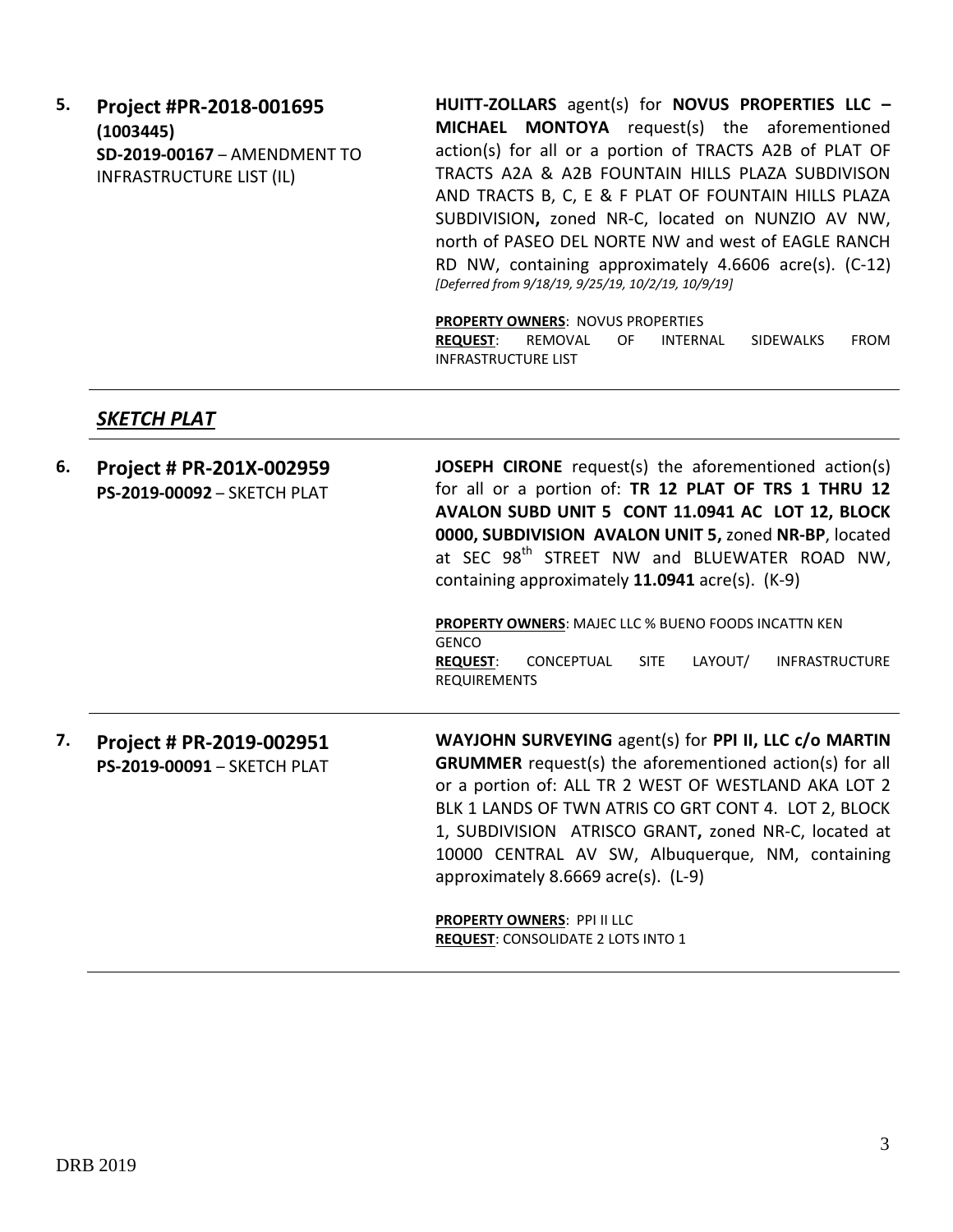5. **Project #PR-2018-001695 (1003445)**
**SD-2019-00167** – AMENDMENT TO INFRASTRUCTURE LIST (IL)

**HUITT-ZOLLARS** agent(s) for **NOVUS PROPERTIES LLC – MICHAEL MONTOYA** request(s) the aforementioned action(s) for all or a portion of TRACTS A2B of PLAT OF TRACTS A2A & A2B FOUNTAIN HILLS PLAZA SUBDIVISON AND TRACTS B, C, E & F PLAT OF FOUNTAIN HILLS PLAZA SUBDIVISION**,** zoned NR-C, located on NUNZIO AV NW, north of PASEO DEL NORTE NW and west of EAGLE RANCH RD NW, containing approximately 4.6606 acre(s). (C-12) *[Deferred from 9/18/19, 9/25/19, 10/2/19, 10/9/19]*

**PROPERTY OWNERS**: NOVUS PROPERTIES
**REQUEST**: REMOVAL OF INTERNAL SIDEWALKS FROM INFRASTRUCTURE LIST

---

## *SKETCH PLAT*

---

6. **Project # PR-201X-002959**
**PS-2019-00092** – SKETCH PLAT

**JOSEPH CIRONE** request(s) the aforementioned action(s) for all or a portion of: **TR 12 PLAT OF TRS 1 THRU 12 AVALON SUBD UNIT 5 CONT 11.0941 AC LOT 12, BLOCK 0000, SUBDIVISION AVALON UNIT 5,** zoned **NR-BP**, located at SEC 98th STREET NW and BLUEWATER ROAD NW, containing approximately **11.0941** acre(s). (K-9)

**PROPERTY OWNERS**: MAJEC LLC % BUENO FOODS INCATTN KEN GENCO
**REQUEST**: CONCEPTUAL SITE LAYOUT/ INFRASTRUCTURE REQUIREMENTS

---

7. **Project # PR-2019-002951**
**PS-2019-00091** – SKETCH PLAT

**WAYJOHN SURVEYING** agent(s) for **PPI II, LLC c/o MARTIN GRUMMER** request(s) the aforementioned action(s) for all or a portion of: ALL TR 2 WEST OF WESTLAND AKA LOT 2 BLK 1 LANDS OF TWN ATRIS CO GRT CONT 4. LOT 2, BLOCK 1, SUBDIVISION ATRISCO GRANT**,** zoned NR-C, located at 10000 CENTRAL AV SW, Albuquerque, NM, containing approximately 8.6669 acre(s). (L-9)

**PROPERTY OWNERS**: PPI II LLC
**REQUEST**: CONSOLIDATE 2 LOTS INTO 1

---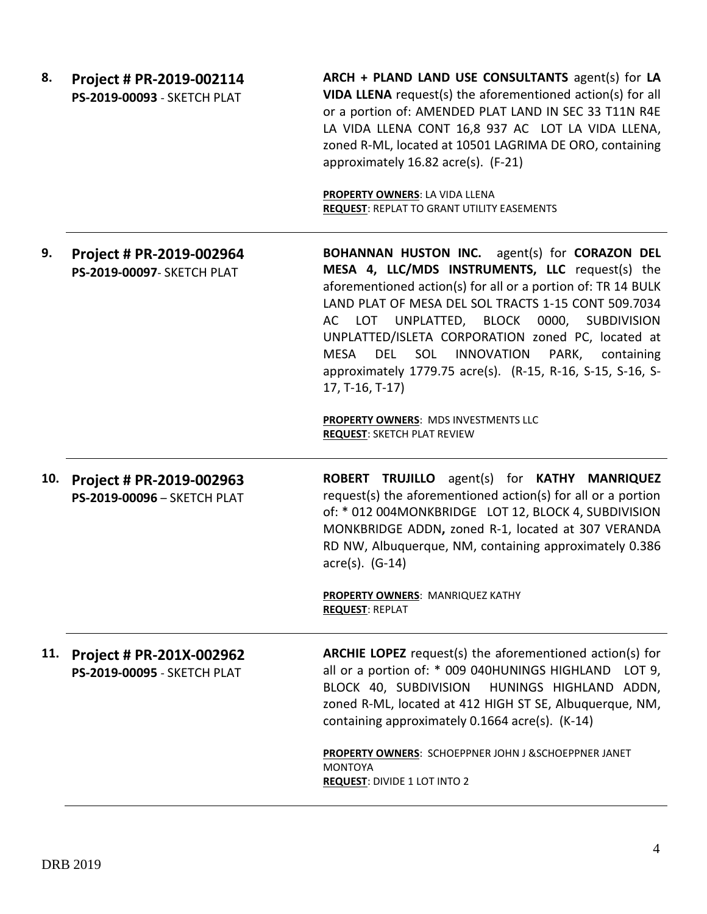**8. Project # PR-2019-002114**
**PS-2019-00093** - SKETCH PLAT

**ARCH + PLAND LAND USE CONSULTANTS** agent(s) for **LA VIDA LLENA** request(s) the aforementioned action(s) for all or a portion of: AMENDED PLAT LAND IN SEC 33 T11N R4E LA VIDA LLENA CONT 16,8 937 AC LOT LA VIDA LLENA, zoned R-ML, located at 10501 LAGRIMA DE ORO, containing approximately 16.82 acre(s). (F-21)

**PROPERTY OWNERS**: LA VIDA LLENA
**REQUEST**: REPLAT TO GRANT UTILITY EASEMENTS

---

**9. Project # PR-2019-002964**
**PS-2019-00097**- SKETCH PLAT

**BOHANNAN HUSTON INC.** agent(s) for **CORAZON DEL MESA 4, LLC/MDS INSTRUMENTS, LLC** request(s) the aforementioned action(s) for all or a portion of: TR 14 BULK LAND PLAT OF MESA DEL SOL TRACTS 1-15 CONT 509.7034 AC LOT UNPLATTED, BLOCK 0000, SUBDIVISION UNPLATTED/ISLETA CORPORATION zoned PC, located at MESA DEL SOL INNOVATION PARK, containing approximately 1779.75 acre(s). (R-15, R-16, S-15, S-16, S-17, T-16, T-17)

**PROPERTY OWNERS**: MDS INVESTMENTS LLC
**REQUEST**: SKETCH PLAT REVIEW

---

**10. Project # PR-2019-002963**
**PS-2019-00096** – SKETCH PLAT

**ROBERT TRUJILLO** agent(s) for **KATHY MANRIQUEZ** request(s) the aforementioned action(s) for all or a portion of: * 012 004MONKBRIDGE LOT 12, BLOCK 4, SUBDIVISION MONKBRIDGE ADDN**,** zoned R-1, located at 307 VERANDA RD NW, Albuquerque, NM, containing approximately 0.386 acre(s). (G-14)

**PROPERTY OWNERS**: MANRIQUEZ KATHY
**REQUEST**: REPLAT

---

**11. Project # PR-201X-002962**
**PS-2019-00095** - SKETCH PLAT

**ARCHIE LOPEZ** request(s) the aforementioned action(s) for all or a portion of: * 009 040HUNINGS HIGHLAND LOT 9, BLOCK 40, SUBDIVISION HUNINGS HIGHLAND ADDN, zoned R-ML, located at 412 HIGH ST SE, Albuquerque, NM, containing approximately 0.1664 acre(s). (K-14)

**PROPERTY OWNERS**: SCHOEPPNER JOHN J &SCHOEPPNER JANET MONTOYA
**REQUEST**: DIVIDE 1 LOT INTO 2

---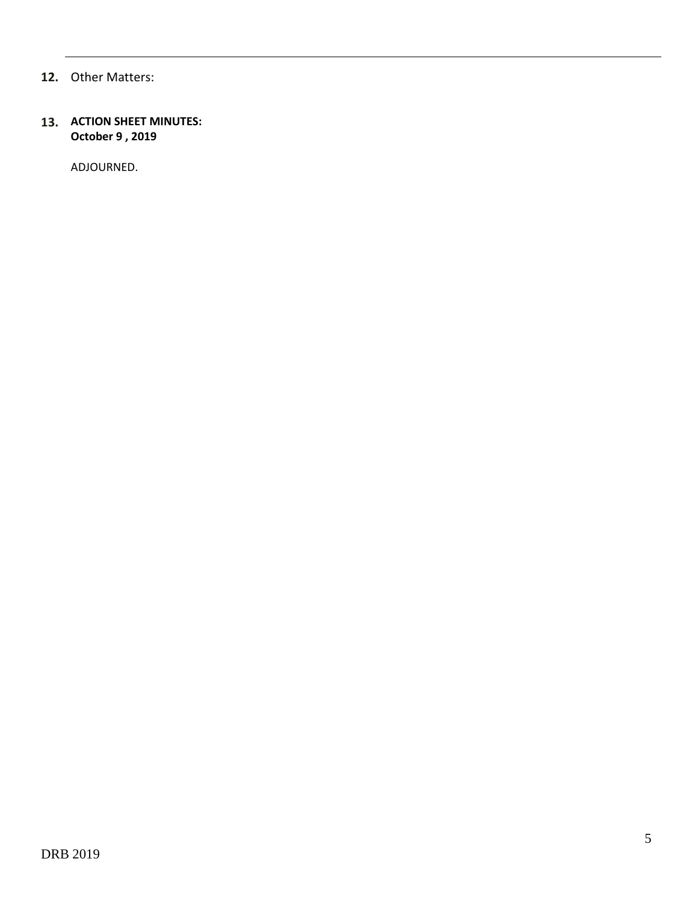**12.** Other Matters:

**13. ACTION SHEET MINUTES:**
**October 9 , 2019**

ADJOURNED.